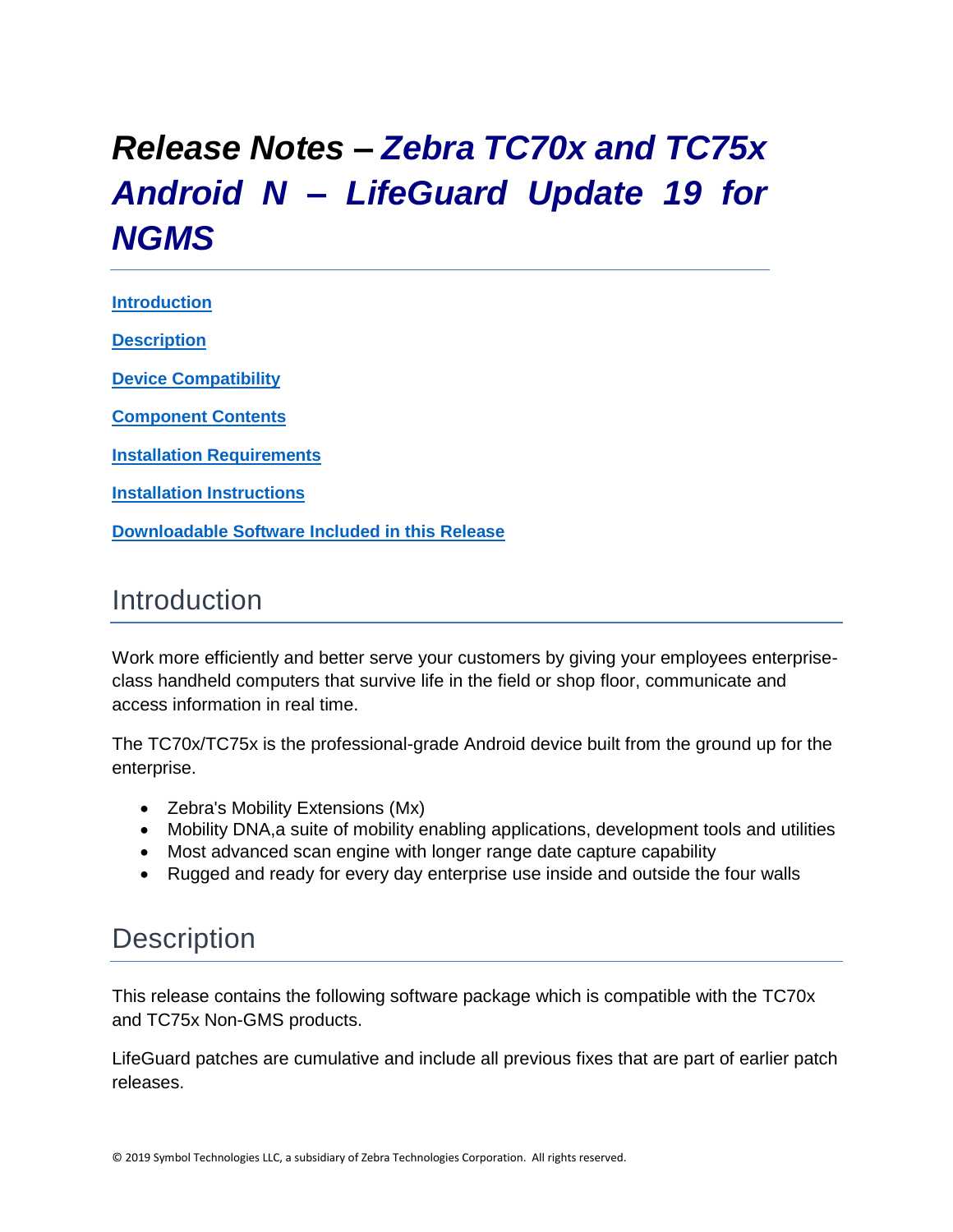# *Release Notes – Zebra TC70x and TC75x Android N – LifeGuard Update 19 for NGMS*

[Introduction](#introduction)

[Description](#description)

[Device Compatibility](#device-compatibility)

[Component Contents](#component-contents)

[Installation Requirements](#installation-requirements)

[Installation Instructions](#installation-instructions)

[Downloadable Software Included in this Release](#downloadable-software-included-in-this-release)

## Introduction

Work more efficiently and better serve your customers by giving your employees enterprise-class handheld computers that survive life in the field or shop floor, communicate and access information in real time.

The TC70x/TC75x is the professional-grade Android device built from the ground up for the enterprise.

- Zebra's Mobility Extensions (Mx)
- Mobility DNA,a suite of mobility enabling applications, development tools and utilities
- Most advanced scan engine with longer range date capture capability
- Rugged and ready for every day enterprise use inside and outside the four walls

## Description

This release contains the following software package which is compatible with the TC70x and TC75x Non-GMS products.

LifeGuard patches are cumulative and include all previous fixes that are part of earlier patch releases.

© 2019 Symbol Technologies LLC, a subsidiary of Zebra Technologies Corporation. All rights reserved.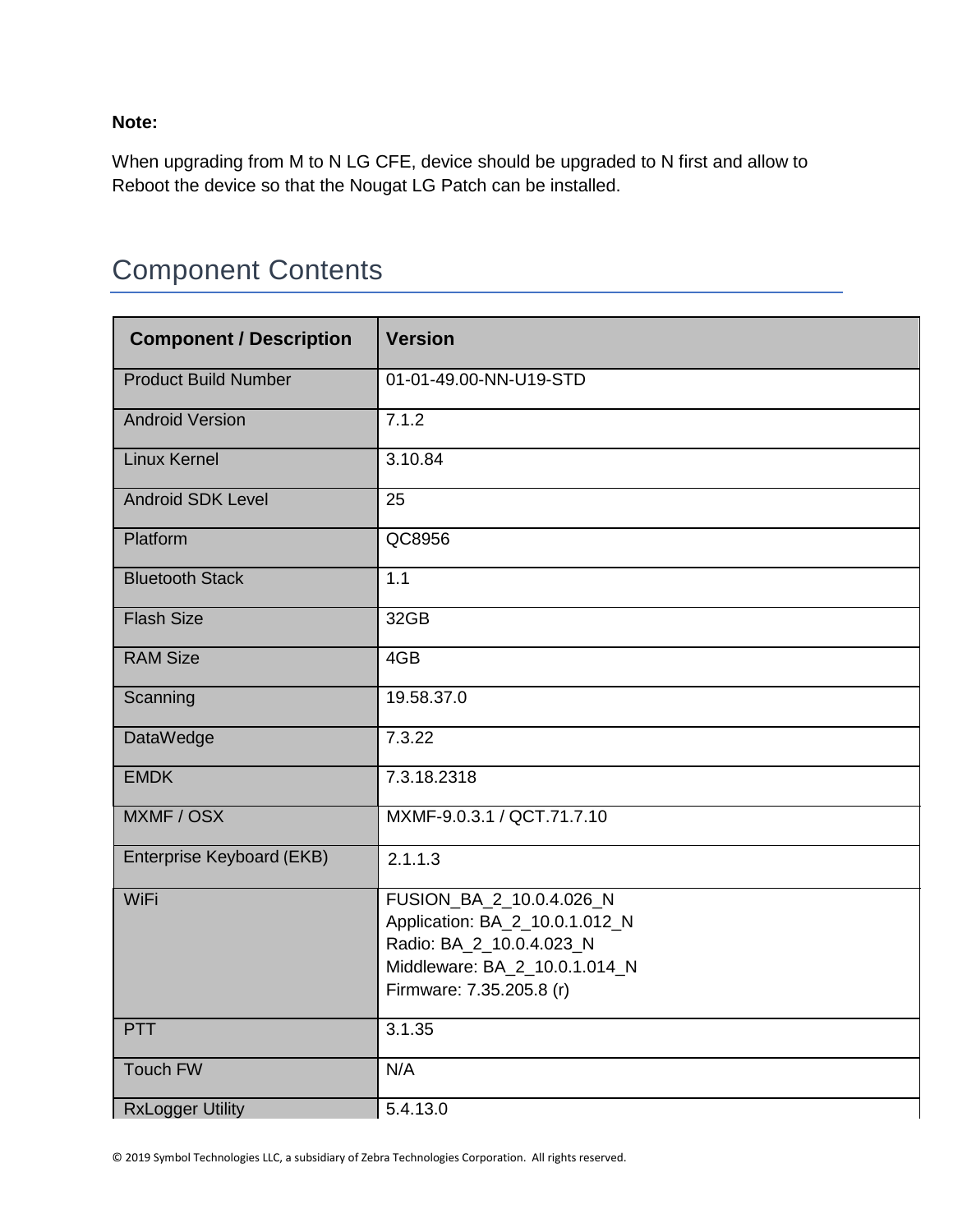**Note:**

When upgrading from M to N LG CFE, device should be upgraded to N first and allow to Reboot the device so that the Nougat LG Patch can be installed.

## Component Contents

| Component / Description | Version |
|---|---|
| Product Build Number | 01-01-49.00-NN-U19-STD |
| Android Version | 7.1.2 |
| Linux Kernel | 3.10.84 |
| Android SDK Level | 25 |
| Platform | QC8956 |
| Bluetooth Stack | 1.1 |
| Flash Size | 32GB |
| RAM Size | 4GB |
| Scanning | 19.58.37.0 |
| DataWedge | 7.3.22 |
| EMDK | 7.3.18.2318 |
| MXMF / OSX | MXMF-9.0.3.1 / QCT.71.7.10 |
| Enterprise Keyboard (EKB) | 2.1.1.3 |
| WiFi | FUSION_BA_2_10.0.4.026_N<br>Application: BA_2_10.0.1.012_N<br>Radio: BA_2_10.0.4.023_N<br>Middleware: BA_2_10.0.1.014_N<br>Firmware: 7.35.205.8 (r) |
| PTT | 3.1.35 |
| Touch FW | N/A |
| RxLogger Utility | 5.4.13.0 |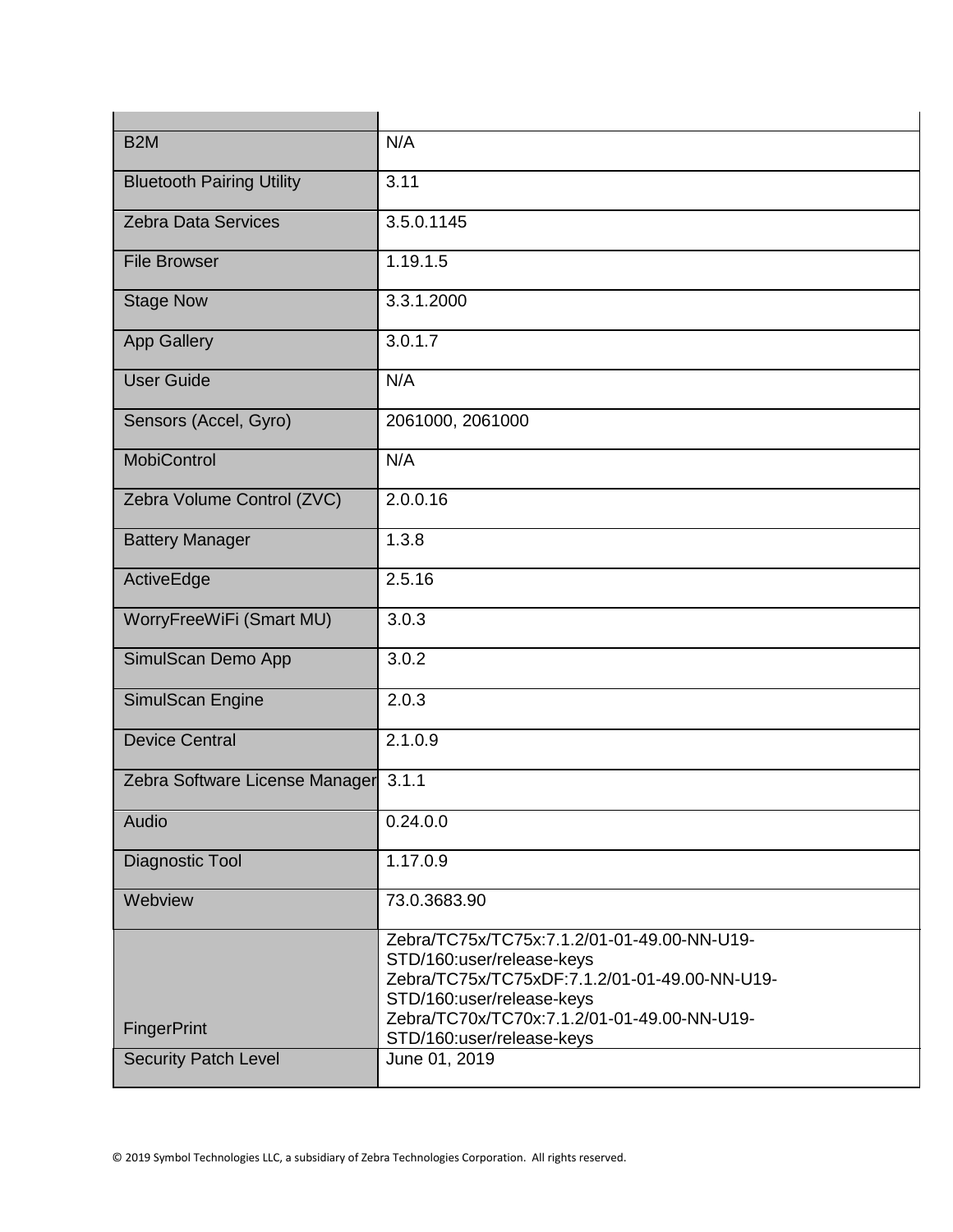| | |
|---|---|
| B2M | N/A |
| Bluetooth Pairing Utility | 3.11 |
| Zebra Data Services | 3.5.0.1145 |
| File Browser | 1.19.1.5 |
| Stage Now | 3.3.1.2000 |
| App Gallery | 3.0.1.7 |
| User Guide | N/A |
| Sensors (Accel, Gyro) | 2061000, 2061000 |
| MobiControl | N/A |
| Zebra Volume Control (ZVC) | 2.0.0.16 |
| Battery Manager | 1.3.8 |
| ActiveEdge | 2.5.16 |
| WorryFreeWiFi (Smart MU) | 3.0.3 |
| SimulScan Demo App | 3.0.2 |
| SimulScan Engine | 2.0.3 |
| Device Central | 2.1.0.9 |
| Zebra Software License Manager | 3.1.1 |
| Audio | 0.24.0.0 |
| Diagnostic Tool | 1.17.0.9 |
| Webview | 73.0.3683.90 |
| FingerPrint | Zebra/TC75x/TC75x:7.1.2/01-01-49.00-NN-U19-STD/160:user/release-keys<br>Zebra/TC75x/TC75xDF:7.1.2/01-01-49.00-NN-U19-STD/160:user/release-keys<br>Zebra/TC70x/TC70x:7.1.2/01-01-49.00-NN-U19-STD/160:user/release-keys |
| Security Patch Level | June 01, 2019 |

© 2019 Symbol Technologies LLC, a subsidiary of Zebra Technologies Corporation. All rights reserved.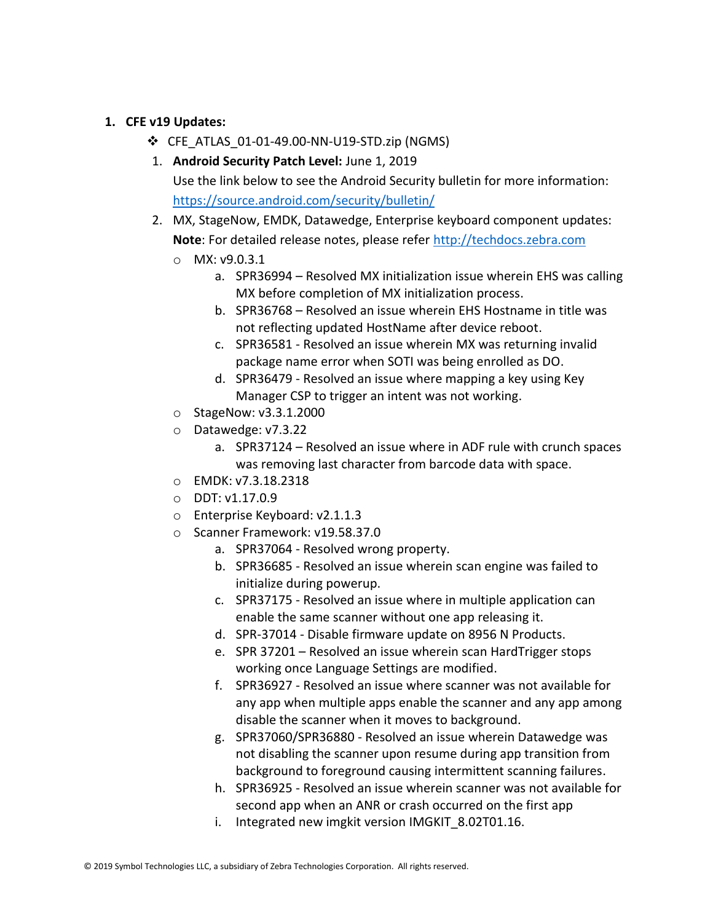1. **CFE v19 Updates:**
   - CFE_ATLAS_01-01-49.00-NN-U19-STD.zip (NGMS)

   1. **Android Security Patch Level:** June 1, 2019
      Use the link below to see the Android Security bulletin for more information: [https://source.android.com/security/bulletin/](https://source.android.com/security/bulletin/)
   2. MX, StageNow, EMDK, Datawedge, Enterprise keyboard component updates:
      **Note**: For detailed release notes, please refer [http://techdocs.zebra.com](http://techdocs.zebra.com)
      - MX: v9.0.3.1
        a. SPR36994 – Resolved MX initialization issue wherein EHS was calling MX before completion of MX initialization process.
        b. SPR36768 – Resolved an issue wherein EHS Hostname in title was not reflecting updated HostName after device reboot.
        c. SPR36581 - Resolved an issue wherein MX was returning invalid package name error when SOTI was being enrolled as DO.
        d. SPR36479 - Resolved an issue where mapping a key using Key Manager CSP to trigger an intent was not working.
      - StageNow: v3.3.1.2000
      - Datawedge: v7.3.22
        a. SPR37124 – Resolved an issue where in ADF rule with crunch spaces was removing last character from barcode data with space.
      - EMDK: v7.3.18.2318
      - DDT: v1.17.0.9
      - Enterprise Keyboard: v2.1.1.3
      - Scanner Framework: v19.58.37.0
        a. SPR37064 - Resolved wrong property.
        b. SPR36685 - Resolved an issue wherein scan engine was failed to initialize during powerup.
        c. SPR37175 - Resolved an issue where in multiple application can enable the same scanner without one app releasing it.
        d. SPR-37014 - Disable firmware update on 8956 N Products.
        e. SPR 37201 – Resolved an issue wherein scan HardTrigger stops working once Language Settings are modified.
        f. SPR36927 - Resolved an issue where scanner was not available for any app when multiple apps enable the scanner and any app among disable the scanner when it moves to background.
        g. SPR37060/SPR36880 - Resolved an issue wherein Datawedge was not disabling the scanner upon resume during app transition from background to foreground causing intermittent scanning failures.
        h. SPR36925 - Resolved an issue wherein scanner was not available for second app when an ANR or crash occurred on the first app
        i. Integrated new imgkit version IMGKIT_8.02T01.16.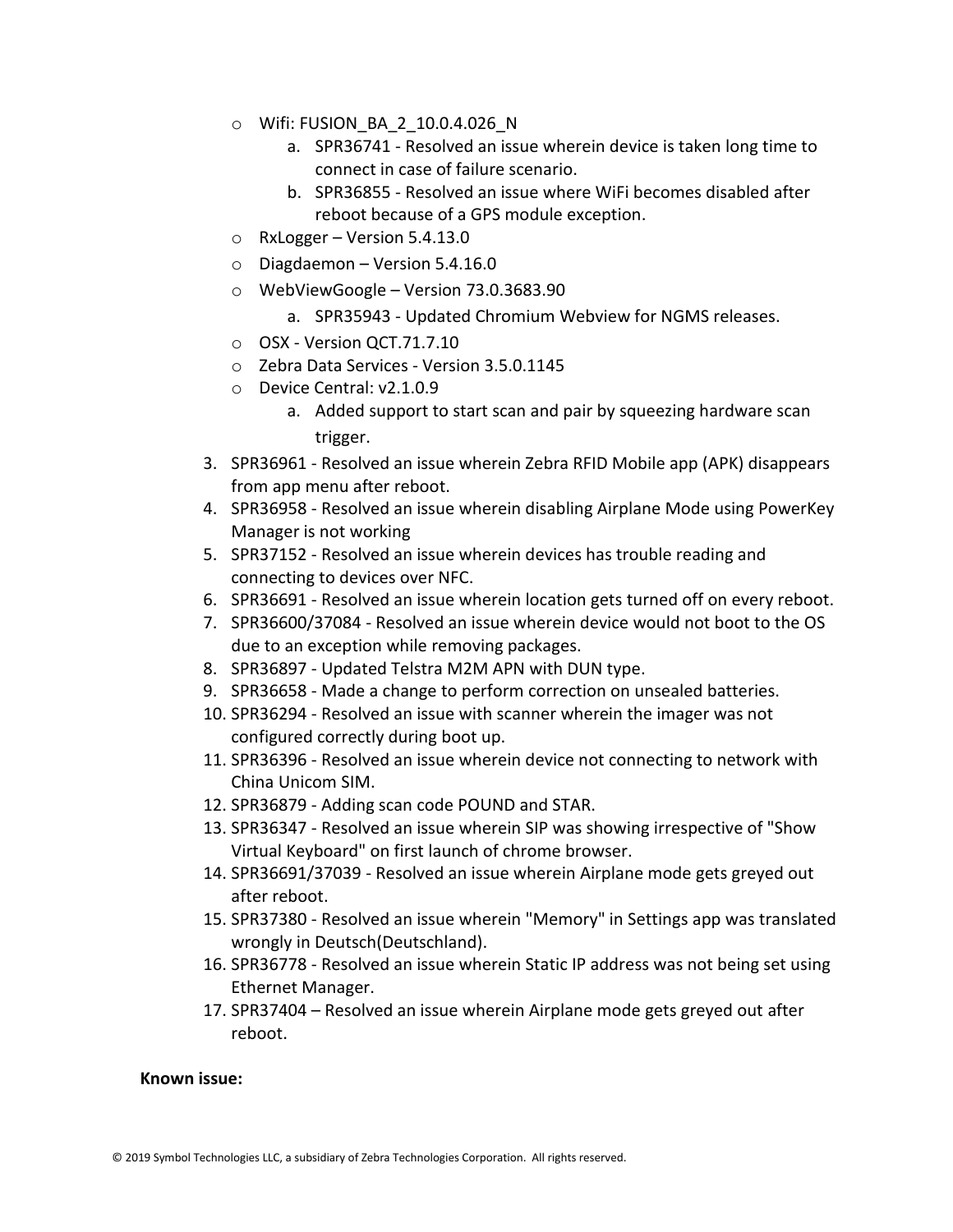- Wifi: FUSION_BA_2_10.0.4.026_N
    a. SPR36741 - Resolved an issue wherein device is taken long time to connect in case of failure scenario.
    b. SPR36855 - Resolved an issue where WiFi becomes disabled after reboot because of a GPS module exception.
- RxLogger – Version 5.4.13.0
- Diagdaemon – Version 5.4.16.0
- WebViewGoogle – Version 73.0.3683.90
    a. SPR35943 - Updated Chromium Webview for NGMS releases.
- OSX - Version QCT.71.7.10
- Zebra Data Services - Version 3.5.0.1145
- Device Central: v2.1.0.9
    a. Added support to start scan and pair by squeezing hardware scan trigger.

3. SPR36961 - Resolved an issue wherein Zebra RFID Mobile app (APK) disappears from app menu after reboot.
4. SPR36958 - Resolved an issue wherein disabling Airplane Mode using PowerKey Manager is not working
5. SPR37152 - Resolved an issue wherein devices has trouble reading and connecting to devices over NFC.
6. SPR36691 - Resolved an issue wherein location gets turned off on every reboot.
7. SPR36600/37084 - Resolved an issue wherein device would not boot to the OS due to an exception while removing packages.
8. SPR36897 - Updated Telstra M2M APN with DUN type.
9. SPR36658 - Made a change to perform correction on unsealed batteries.
10. SPR36294 - Resolved an issue with scanner wherein the imager was not configured correctly during boot up.
11. SPR36396 - Resolved an issue wherein device not connecting to network with China Unicom SIM.
12. SPR36879 - Adding scan code POUND and STAR.
13. SPR36347 - Resolved an issue wherein SIP was showing irrespective of "Show Virtual Keyboard" on first launch of chrome browser.
14. SPR36691/37039 - Resolved an issue wherein Airplane mode gets greyed out after reboot.
15. SPR37380 - Resolved an issue wherein "Memory" in Settings app was translated wrongly in Deutsch(Deutschland).
16. SPR36778 - Resolved an issue wherein Static IP address was not being set using Ethernet Manager.
17. SPR37404 – Resolved an issue wherein Airplane mode gets greyed out after reboot.

**Known issue:**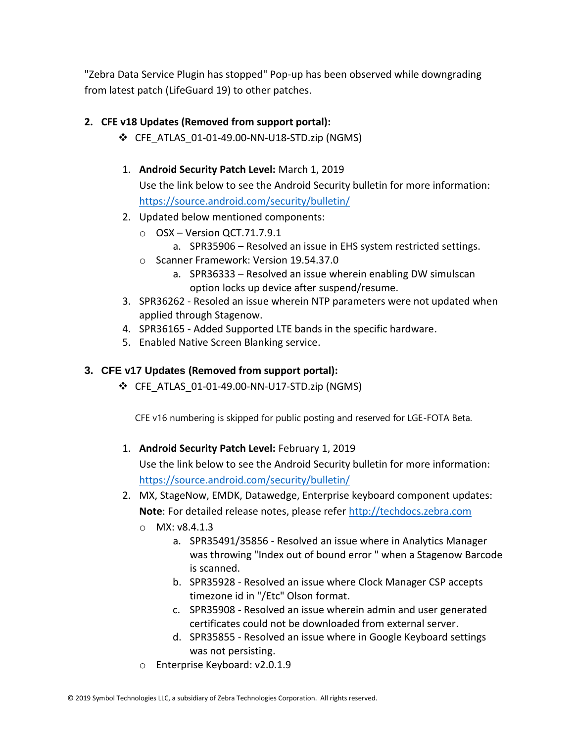"Zebra Data Service Plugin has stopped" Pop-up has been observed while downgrading from latest patch (LifeGuard 19) to other patches.

2. **CFE v18 Updates (Removed from support portal):**
   - CFE_ATLAS_01-01-49.00-NN-U18-STD.zip (NGMS)

   1. **Android Security Patch Level:** March 1, 2019
      Use the link below to see the Android Security bulletin for more information: https://source.android.com/security/bulletin/
   2. Updated below mentioned components:
      - OSX – Version QCT.71.7.9.1
        a. SPR35906 – Resolved an issue in EHS system restricted settings.
      - Scanner Framework: Version 19.54.37.0
        a. SPR36333 – Resolved an issue wherein enabling DW simulscan option locks up device after suspend/resume.
   3. SPR36262 - Resoled an issue wherein NTP parameters were not updated when applied through Stagenow.
   4. SPR36165 - Added Supported LTE bands in the specific hardware.
   5. Enabled Native Screen Blanking service.

3. **CFE v17 Updates (Removed from support portal):**
   - CFE_ATLAS_01-01-49.00-NN-U17-STD.zip (NGMS)

   CFE v16 numbering is skipped for public posting and reserved for LGE-FOTA Beta.

   1. **Android Security Patch Level:** February 1, 2019
      Use the link below to see the Android Security bulletin for more information: https://source.android.com/security/bulletin/
   2. MX, StageNow, EMDK, Datawedge, Enterprise keyboard component updates:
      **Note**: For detailed release notes, please refer http://techdocs.zebra.com
      - MX: v8.4.1.3
        a. SPR35491/35856 - Resolved an issue where in Analytics Manager was throwing "Index out of bound error " when a Stagenow Barcode is scanned.
        b. SPR35928 - Resolved an issue where Clock Manager CSP accepts timezone id in "/Etc" Olson format.
        c. SPR35908 - Resolved an issue wherein admin and user generated certificates could not be downloaded from external server.
        d. SPR35855 - Resolved an issue where in Google Keyboard settings was not persisting.
      - Enterprise Keyboard: v2.0.1.9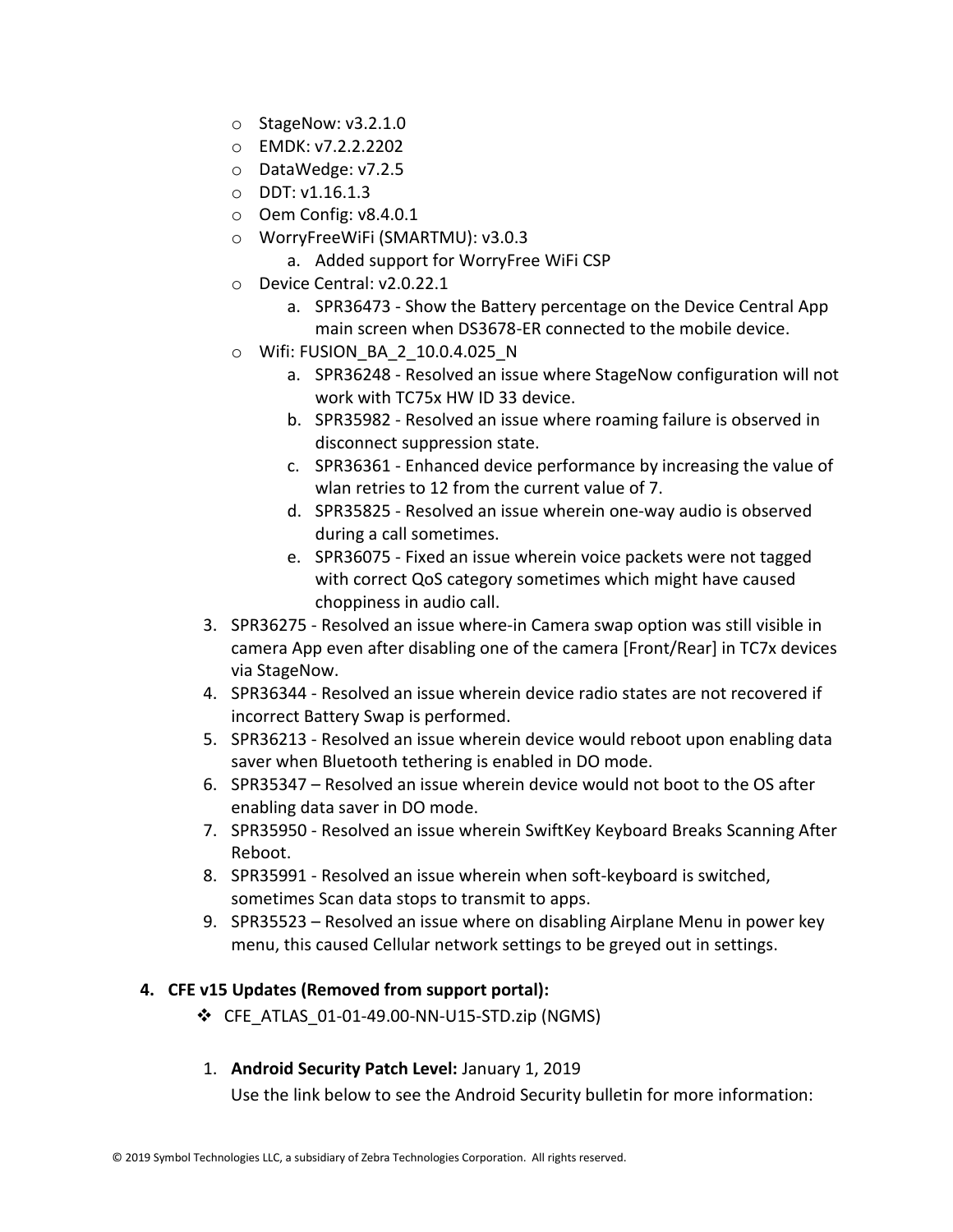- StageNow: v3.2.1.0
- EMDK: v7.2.2.2202
- DataWedge: v7.2.5
- DDT: v1.16.1.3
- Oem Config: v8.4.0.1
- WorryFreeWiFi (SMARTMU): v3.0.3
  a. Added support for WorryFree WiFi CSP
- Device Central: v2.0.22.1
  a. SPR36473 - Show the Battery percentage on the Device Central App main screen when DS3678-ER connected to the mobile device.
- Wifi: FUSION_BA_2_10.0.4.025_N
  a. SPR36248 - Resolved an issue where StageNow configuration will not work with TC75x HW ID 33 device.
  b. SPR35982 - Resolved an issue where roaming failure is observed in disconnect suppression state.
  c. SPR36361 - Enhanced device performance by increasing the value of wlan retries to 12 from the current value of 7.
  d. SPR35825 - Resolved an issue wherein one-way audio is observed during a call sometimes.
  e. SPR36075 - Fixed an issue wherein voice packets were not tagged with correct QoS category sometimes which might have caused choppiness in audio call.

3. SPR36275 - Resolved an issue where-in Camera swap option was still visible in camera App even after disabling one of the camera [Front/Rear] in TC7x devices via StageNow.
4. SPR36344 - Resolved an issue wherein device radio states are not recovered if incorrect Battery Swap is performed.
5. SPR36213 - Resolved an issue wherein device would reboot upon enabling data saver when Bluetooth tethering is enabled in DO mode.
6. SPR35347 – Resolved an issue wherein device would not boot to the OS after enabling data saver in DO mode.
7. SPR35950 - Resolved an issue wherein SwiftKey Keyboard Breaks Scanning After Reboot.
8. SPR35991 - Resolved an issue wherein when soft-keyboard is switched, sometimes Scan data stops to transmit to apps.
9. SPR35523 – Resolved an issue where on disabling Airplane Menu in power key menu, this caused Cellular network settings to be greyed out in settings.

**4. CFE v15 Updates (Removed from support portal):**

- CFE_ATLAS_01-01-49.00-NN-U15-STD.zip (NGMS)

1. **Android Security Patch Level:** January 1, 2019

   Use the link below to see the Android Security bulletin for more information: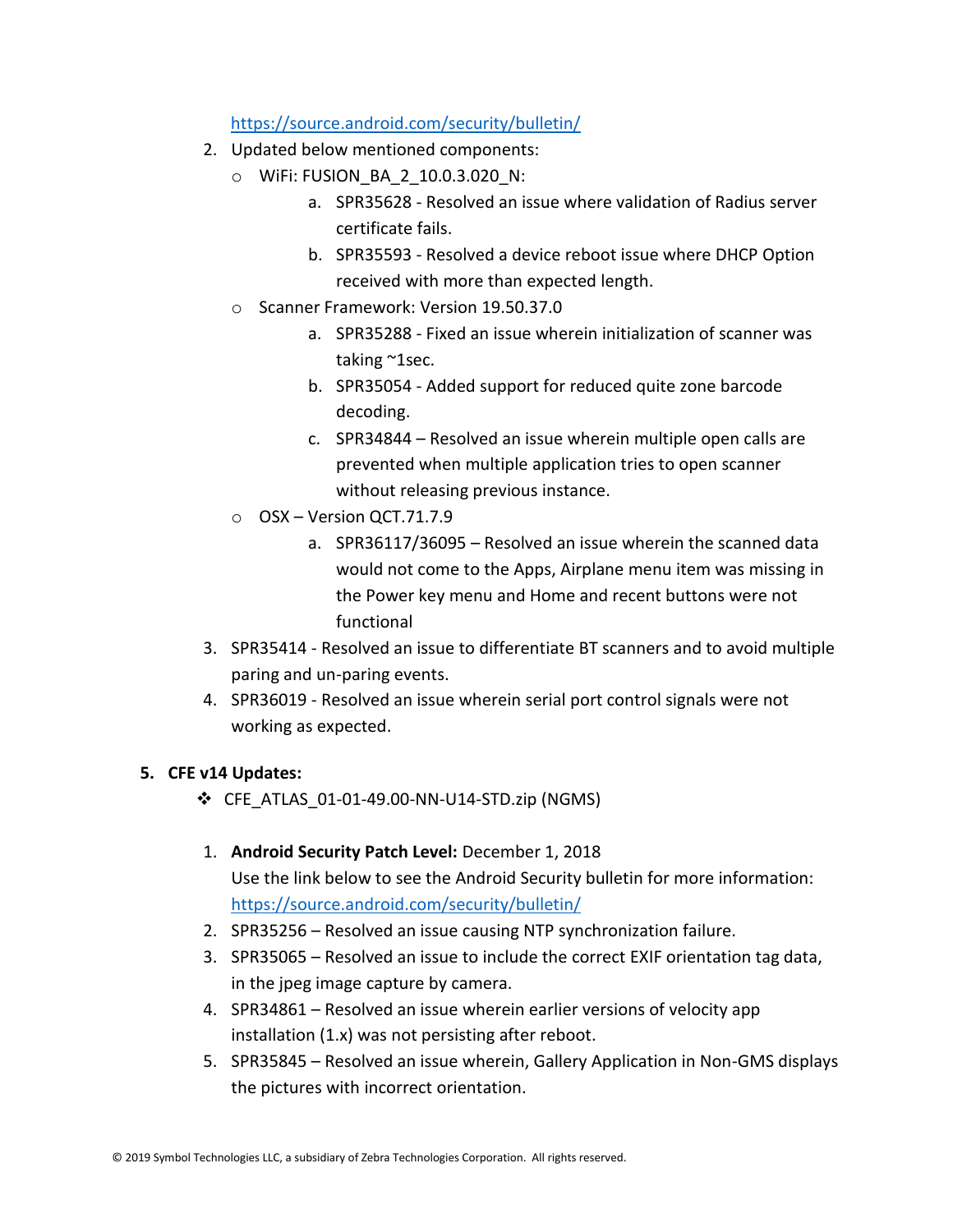https://source.android.com/security/bulletin/

2. Updated below mentioned components:
   - WiFi: FUSION_BA_2_10.0.3.020_N:
     a. SPR35628 - Resolved an issue where validation of Radius server certificate fails.
     b. SPR35593 - Resolved a device reboot issue where DHCP Option received with more than expected length.
   - Scanner Framework: Version 19.50.37.0
     a. SPR35288 - Fixed an issue wherein initialization of scanner was taking ~1sec.
     b. SPR35054 - Added support for reduced quite zone barcode decoding.
     c. SPR34844 – Resolved an issue wherein multiple open calls are prevented when multiple application tries to open scanner without releasing previous instance.
   - OSX – Version QCT.71.7.9
     a. SPR36117/36095 – Resolved an issue wherein the scanned data would not come to the Apps, Airplane menu item was missing in the Power key menu and Home and recent buttons were not functional
3. SPR35414 - Resolved an issue to differentiate BT scanners and to avoid multiple paring and un-paring events.
4. SPR36019 - Resolved an issue wherein serial port control signals were not working as expected.

5. **CFE v14 Updates:**

❖ CFE_ATLAS_01-01-49.00-NN-U14-STD.zip (NGMS)

1. **Android Security Patch Level:** December 1, 2018
   Use the link below to see the Android Security bulletin for more information: https://source.android.com/security/bulletin/
2. SPR35256 – Resolved an issue causing NTP synchronization failure.
3. SPR35065 – Resolved an issue to include the correct EXIF orientation tag data, in the jpeg image capture by camera.
4. SPR34861 – Resolved an issue wherein earlier versions of velocity app installation (1.x) was not persisting after reboot.
5. SPR35845 – Resolved an issue wherein, Gallery Application in Non-GMS displays the pictures with incorrect orientation.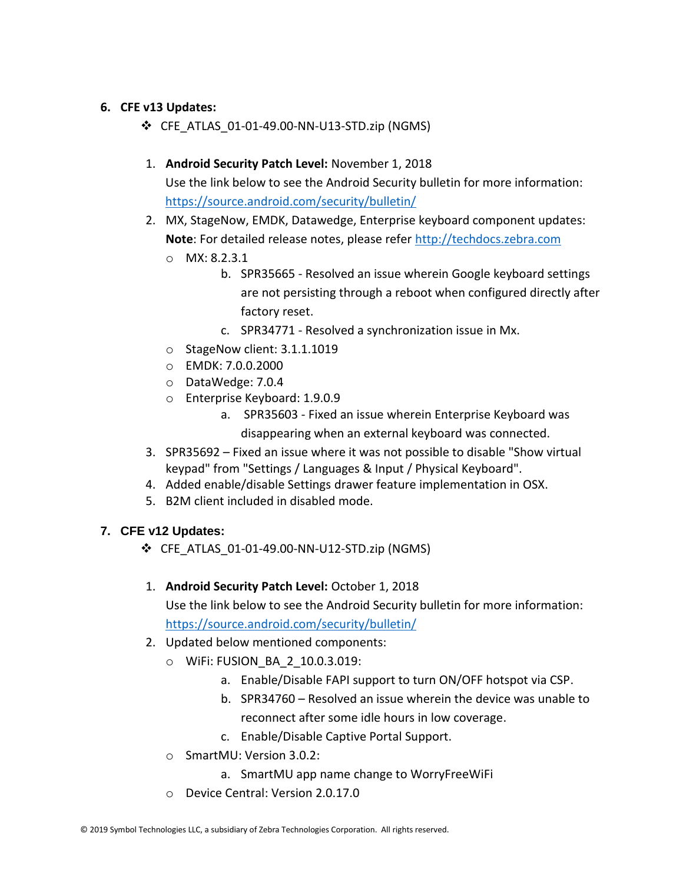6. **CFE v13 Updates:**
    - CFE_ATLAS_01-01-49.00-NN-U13-STD.zip (NGMS)

    1. **Android Security Patch Level:** November 1, 2018
       Use the link below to see the Android Security bulletin for more information:
       https://source.android.com/security/bulletin/
    2. MX, StageNow, EMDK, Datawedge, Enterprise keyboard component updates:
       **Note**: For detailed release notes, please refer http://techdocs.zebra.com
        - MX: 8.2.3.1
            - b. SPR35665 - Resolved an issue wherein Google keyboard settings are not persisting through a reboot when configured directly after factory reset.
            - c. SPR34771 - Resolved a synchronization issue in Mx.
        - StageNow client: 3.1.1.1019
        - EMDK: 7.0.0.2000
        - DataWedge: 7.0.4
        - Enterprise Keyboard: 1.9.0.9
            - a. SPR35603 - Fixed an issue wherein Enterprise Keyboard was disappearing when an external keyboard was connected.
    3. SPR35692 – Fixed an issue where it was not possible to disable "Show virtual keypad" from "Settings / Languages & Input / Physical Keyboard".
    4. Added enable/disable Settings drawer feature implementation in OSX.
    5. B2M client included in disabled mode.

7. **CFE v12 Updates:**
    - CFE_ATLAS_01-01-49.00-NN-U12-STD.zip (NGMS)

    1. **Android Security Patch Level:** October 1, 2018
       Use the link below to see the Android Security bulletin for more information:
       https://source.android.com/security/bulletin/
    2. Updated below mentioned components:
        - WiFi: FUSION_BA_2_10.0.3.019:
            - a. Enable/Disable FAPI support to turn ON/OFF hotspot via CSP.
            - b. SPR34760 – Resolved an issue wherein the device was unable to reconnect after some idle hours in low coverage.
            - c. Enable/Disable Captive Portal Support.
        - SmartMU: Version 3.0.2:
            - a. SmartMU app name change to WorryFreeWiFi
        - Device Central: Version 2.0.17.0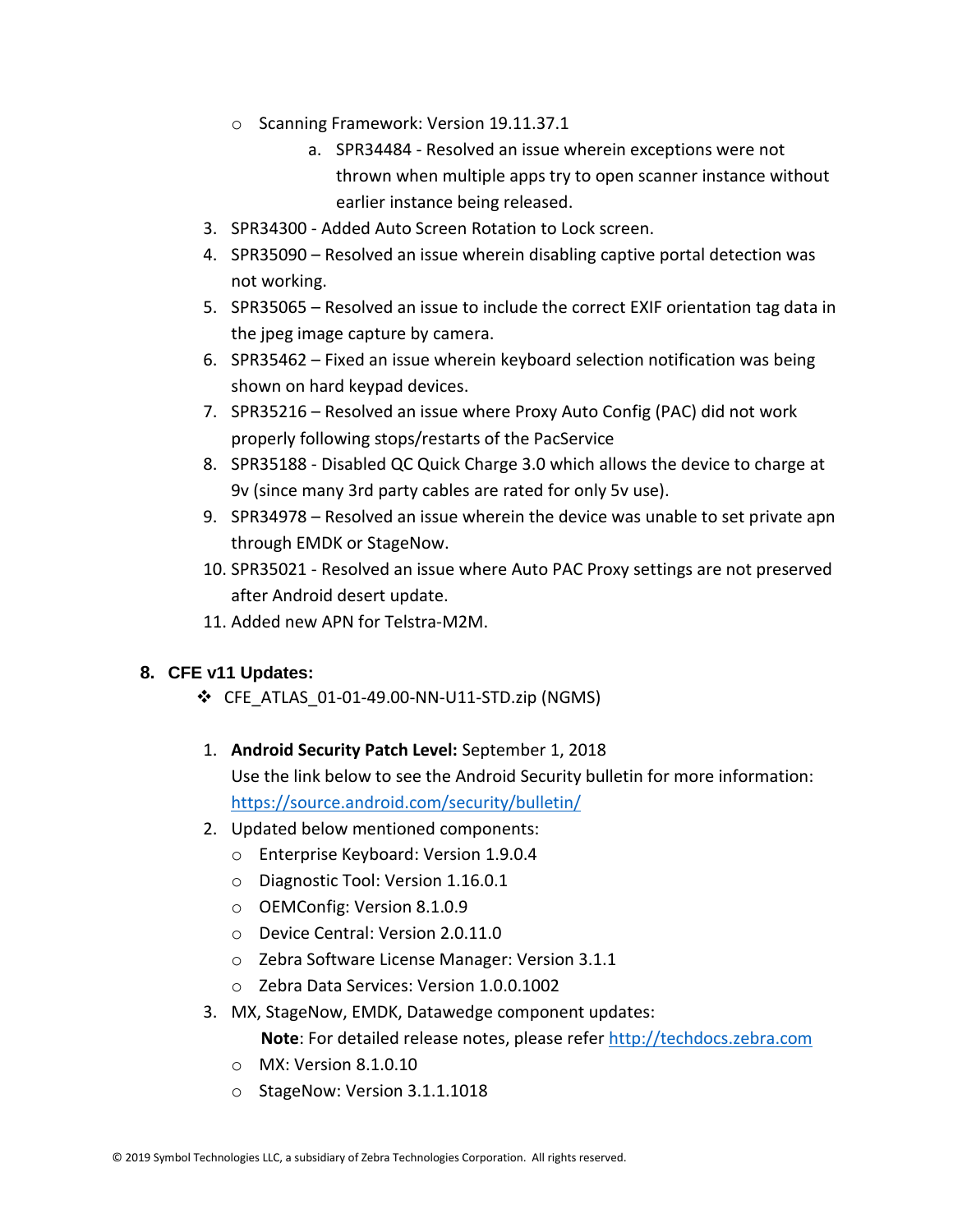- Scanning Framework: Version 19.11.37.1
   a. SPR34484 - Resolved an issue wherein exceptions were not thrown when multiple apps try to open scanner instance without earlier instance being released.

3. SPR34300 - Added Auto Screen Rotation to Lock screen.
4. SPR35090 – Resolved an issue wherein disabling captive portal detection was not working.
5. SPR35065 – Resolved an issue to include the correct EXIF orientation tag data in the jpeg image capture by camera.
6. SPR35462 – Fixed an issue wherein keyboard selection notification was being shown on hard keypad devices.
7. SPR35216 – Resolved an issue where Proxy Auto Config (PAC) did not work properly following stops/restarts of the PacService
8. SPR35188 - Disabled QC Quick Charge 3.0 which allows the device to charge at 9v (since many 3rd party cables are rated for only 5v use).
9. SPR34978 – Resolved an issue wherein the device was unable to set private apn through EMDK or StageNow.
10. SPR35021 - Resolved an issue where Auto PAC Proxy settings are not preserved after Android desert update.
11. Added new APN for Telstra-M2M.

## 8. CFE v11 Updates:

- CFE_ATLAS_01-01-49.00-NN-U11-STD.zip (NGMS)

1. **Android Security Patch Level:** September 1, 2018
   Use the link below to see the Android Security bulletin for more information: https://source.android.com/security/bulletin/
2. Updated below mentioned components:
   - Enterprise Keyboard: Version 1.9.0.4
   - Diagnostic Tool: Version 1.16.0.1
   - OEMConfig: Version 8.1.0.9
   - Device Central: Version 2.0.11.0
   - Zebra Software License Manager: Version 3.1.1
   - Zebra Data Services: Version 1.0.0.1002
3. MX, StageNow, EMDK, Datawedge component updates:
   **Note**: For detailed release notes, please refer http://techdocs.zebra.com
   - MX: Version 8.1.0.10
   - StageNow: Version 3.1.1.1018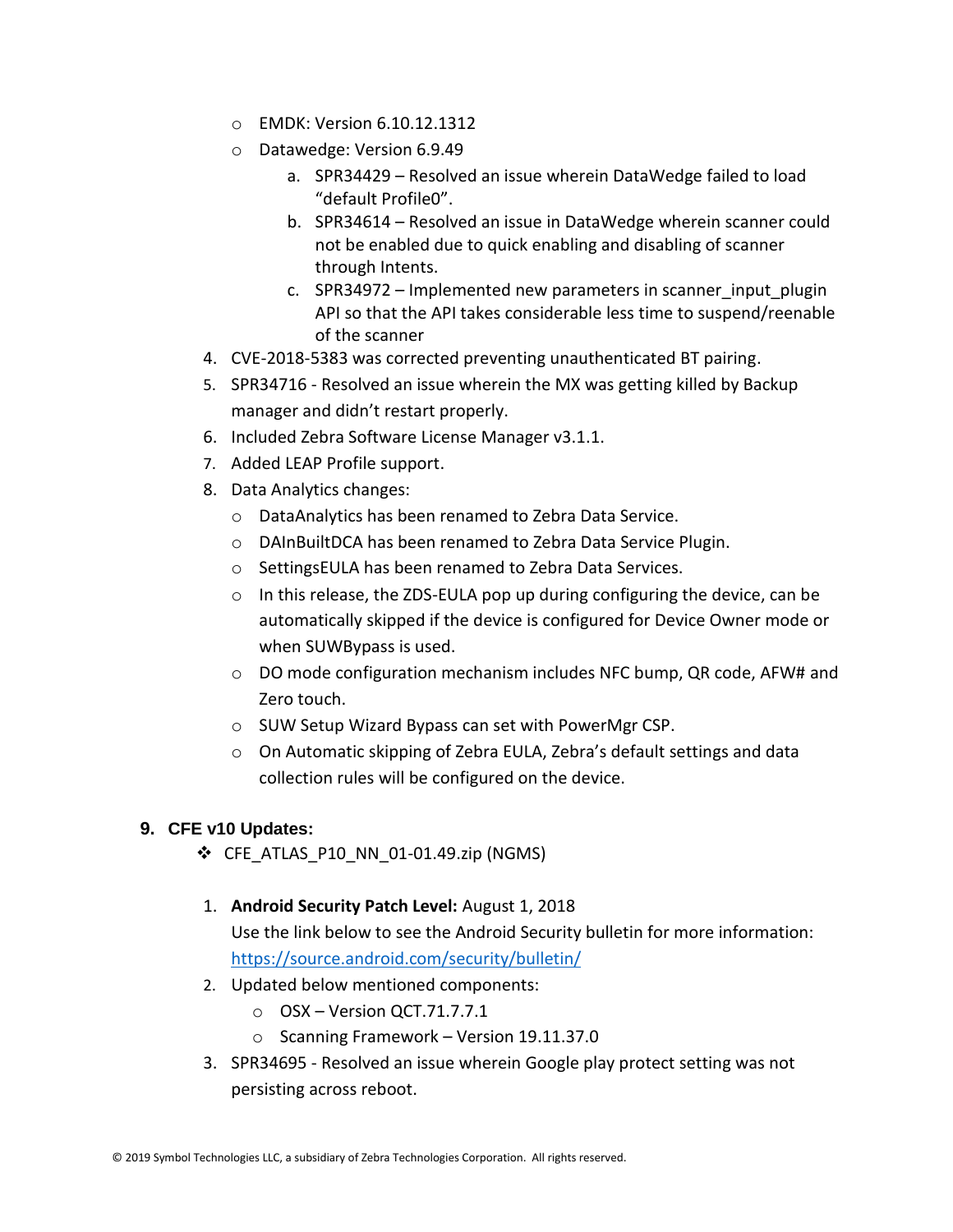- EMDK: Version 6.10.12.1312
- Datawedge: Version 6.9.49
   a. SPR34429 – Resolved an issue wherein DataWedge failed to load “default Profile0”.
   b. SPR34614 – Resolved an issue in DataWedge wherein scanner could not be enabled due to quick enabling and disabling of scanner through Intents.
   c. SPR34972 – Implemented new parameters in scanner_input_plugin API so that the API takes considerable less time to suspend/reenable of the scanner

4. CVE-2018-5383 was corrected preventing unauthenticated BT pairing.
5. SPR34716 - Resolved an issue wherein the MX was getting killed by Backup manager and didn’t restart properly.
6. Included Zebra Software License Manager v3.1.1.
7. Added LEAP Profile support.
8. Data Analytics changes:
   - DataAnalytics has been renamed to Zebra Data Service.
   - DAInBuiltDCA has been renamed to Zebra Data Service Plugin.
   - SettingsEULA has been renamed to Zebra Data Services.
   - In this release, the ZDS-EULA pop up during configuring the device, can be automatically skipped if the device is configured for Device Owner mode or when SUWBypass is used.
   - DO mode configuration mechanism includes NFC bump, QR code, AFW# and Zero touch.
   - SUW Setup Wizard Bypass can set with PowerMgr CSP.
   - On Automatic skipping of Zebra EULA, Zebra’s default settings and data collection rules will be configured on the device.

## 9. CFE v10 Updates:

- CFE_ATLAS_P10_NN_01-01.49.zip (NGMS)

1. **Android Security Patch Level:** August 1, 2018
   Use the link below to see the Android Security bulletin for more information: https://source.android.com/security/bulletin/
2. Updated below mentioned components:
   - OSX – Version QCT.71.7.7.1
   - Scanning Framework – Version 19.11.37.0
3. SPR34695 - Resolved an issue wherein Google play protect setting was not persisting across reboot.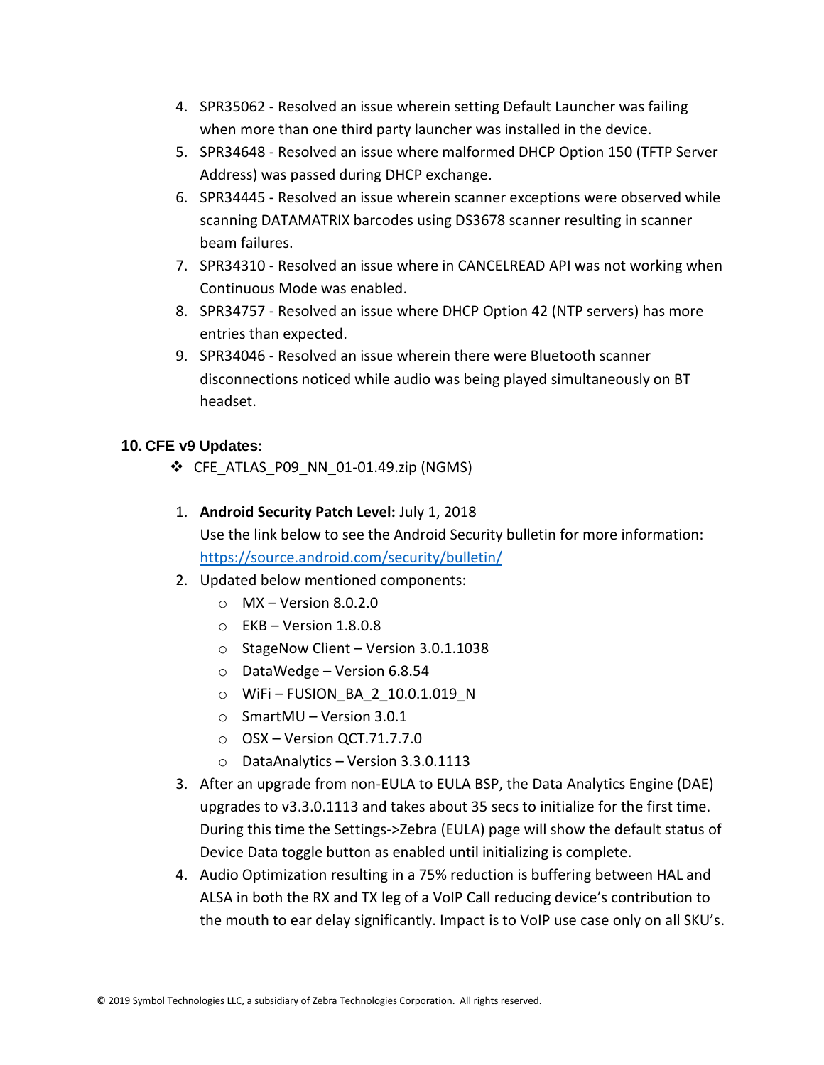4. SPR35062 - Resolved an issue wherein setting Default Launcher was failing when more than one third party launcher was installed in the device.
5. SPR34648 - Resolved an issue where malformed DHCP Option 150 (TFTP Server Address) was passed during DHCP exchange.
6. SPR34445 - Resolved an issue wherein scanner exceptions were observed while scanning DATAMATRIX barcodes using DS3678 scanner resulting in scanner beam failures.
7. SPR34310 - Resolved an issue where in CANCELREAD API was not working when Continuous Mode was enabled.
8. SPR34757 - Resolved an issue where DHCP Option 42 (NTP servers) has more entries than expected.
9. SPR34046 - Resolved an issue wherein there were Bluetooth scanner disconnections noticed while audio was being played simultaneously on BT headset.

### 10. CFE v9 Updates:

❖ CFE_ATLAS_P09_NN_01-01.49.zip (NGMS)

1. **Android Security Patch Level:** July 1, 2018
   Use the link below to see the Android Security bulletin for more information: https://source.android.com/security/bulletin/
2. Updated below mentioned components:
   - MX – Version 8.0.2.0
   - EKB – Version 1.8.0.8
   - StageNow Client – Version 3.0.1.1038
   - DataWedge – Version 6.8.54
   - WiFi – FUSION_BA_2_10.0.1.019_N
   - SmartMU – Version 3.0.1
   - OSX – Version QCT.71.7.7.0
   - DataAnalytics – Version 3.3.0.1113
3. After an upgrade from non-EULA to EULA BSP, the Data Analytics Engine (DAE) upgrades to v3.3.0.1113 and takes about 35 secs to initialize for the first time. During this time the Settings->Zebra (EULA) page will show the default status of Device Data toggle button as enabled until initializing is complete.
4. Audio Optimization resulting in a 75% reduction is buffering between HAL and ALSA in both the RX and TX leg of a VoIP Call reducing device's contribution to the mouth to ear delay significantly. Impact is to VoIP use case only on all SKU's.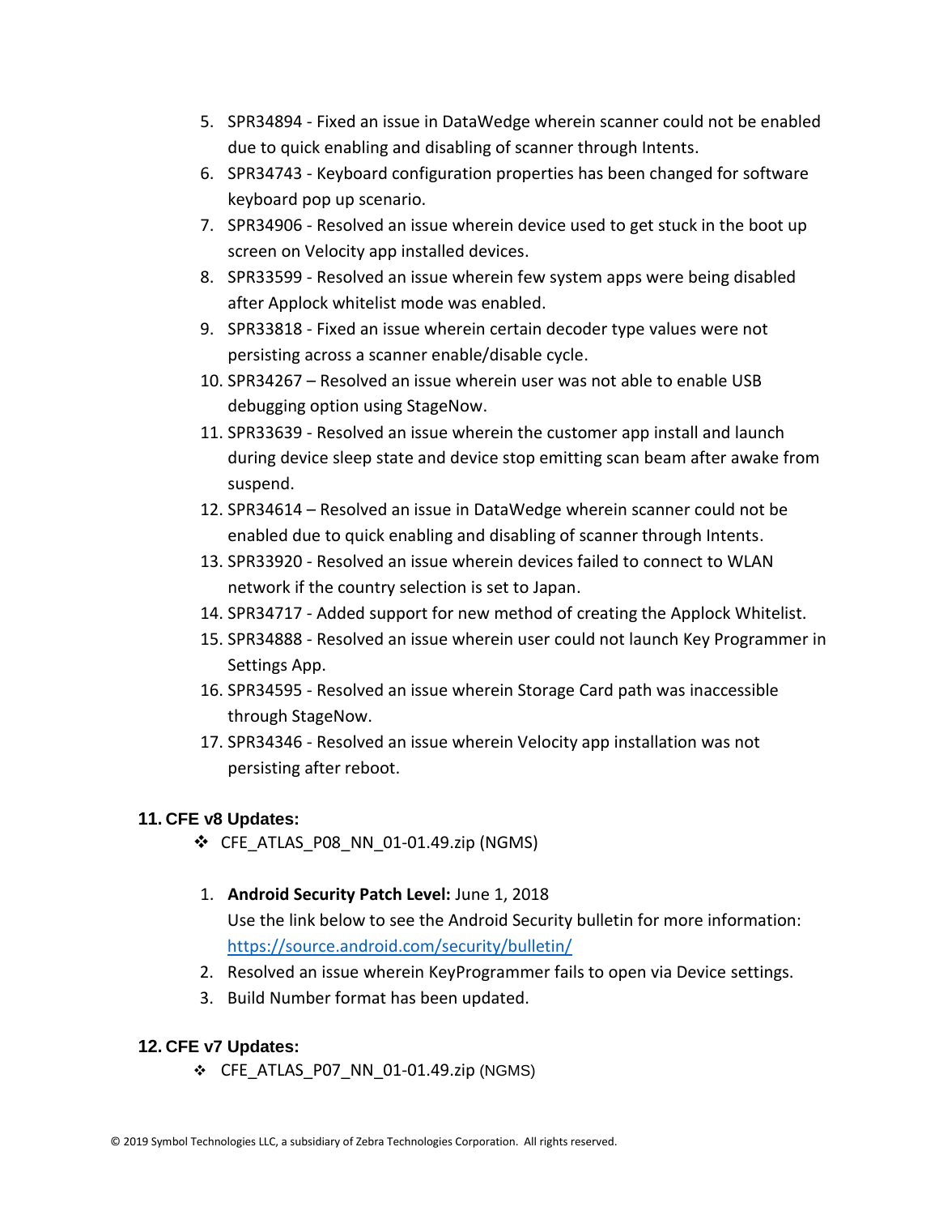5. SPR34894 - Fixed an issue in DataWedge wherein scanner could not be enabled due to quick enabling and disabling of scanner through Intents.
6. SPR34743 - Keyboard configuration properties has been changed for software keyboard pop up scenario.
7. SPR34906 - Resolved an issue wherein device used to get stuck in the boot up screen on Velocity app installed devices.
8. SPR33599 - Resolved an issue wherein few system apps were being disabled after Applock whitelist mode was enabled.
9. SPR33818 - Fixed an issue wherein certain decoder type values were not persisting across a scanner enable/disable cycle.
10. SPR34267 – Resolved an issue wherein user was not able to enable USB debugging option using StageNow.
11. SPR33639 - Resolved an issue wherein the customer app install and launch during device sleep state and device stop emitting scan beam after awake from suspend.
12. SPR34614 – Resolved an issue in DataWedge wherein scanner could not be enabled due to quick enabling and disabling of scanner through Intents.
13. SPR33920 - Resolved an issue wherein devices failed to connect to WLAN network if the country selection is set to Japan.
14. SPR34717 - Added support for new method of creating the Applock Whitelist.
15. SPR34888 - Resolved an issue wherein user could not launch Key Programmer in Settings App.
16. SPR34595 - Resolved an issue wherein Storage Card path was inaccessible through StageNow.
17. SPR34346 - Resolved an issue wherein Velocity app installation was not persisting after reboot.

## 11. CFE v8 Updates:

- CFE_ATLAS_P08_NN_01-01.49.zip (NGMS)

1. **Android Security Patch Level:** June 1, 2018
   Use the link below to see the Android Security bulletin for more information: https://source.android.com/security/bulletin/
2. Resolved an issue wherein KeyProgrammer fails to open via Device settings.
3. Build Number format has been updated.

## 12. CFE v7 Updates:

- CFE_ATLAS_P07_NN_01-01.49.zip (NGMS)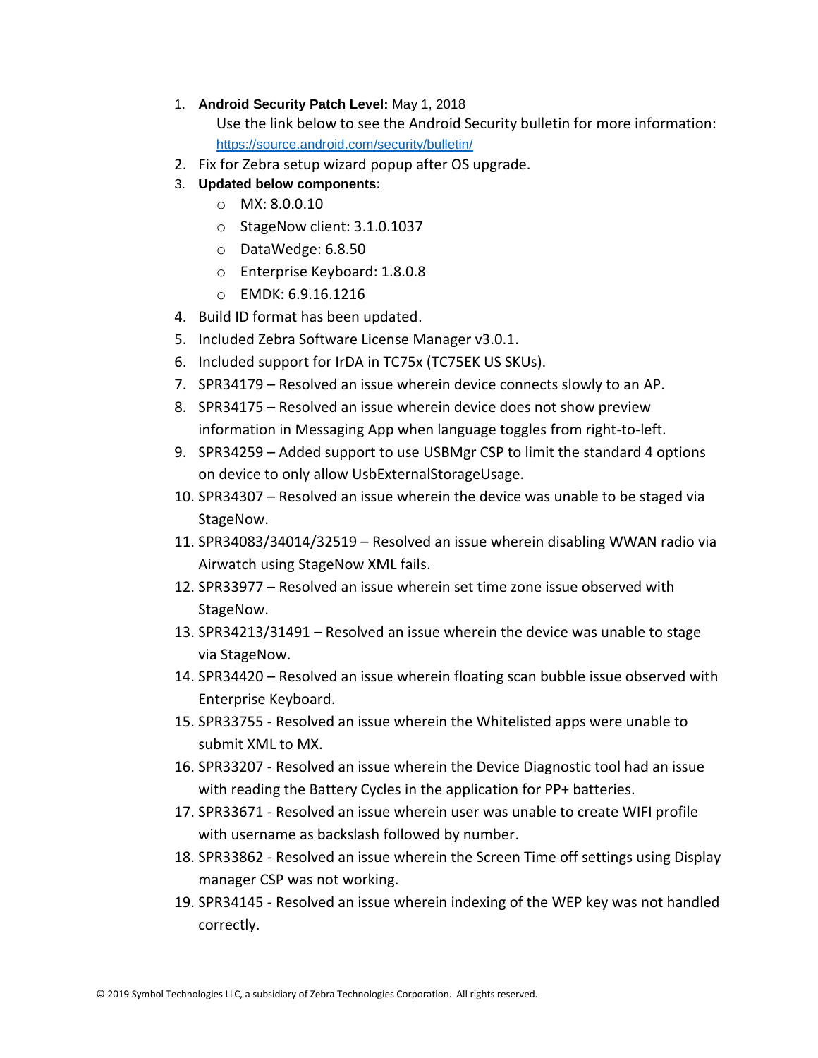1. **Android Security Patch Level:** May 1, 2018
   Use the link below to see the Android Security bulletin for more information: https://source.android.com/security/bulletin/
2. Fix for Zebra setup wizard popup after OS upgrade.
3. **Updated below components:**
   - MX: 8.0.0.10
   - StageNow client: 3.1.0.1037
   - DataWedge: 6.8.50
   - Enterprise Keyboard: 1.8.0.8
   - EMDK: 6.9.16.1216
4. Build ID format has been updated.
5. Included Zebra Software License Manager v3.0.1.
6. Included support for IrDA in TC75x (TC75EK US SKUs).
7. SPR34179 – Resolved an issue wherein device connects slowly to an AP.
8. SPR34175 – Resolved an issue wherein device does not show preview information in Messaging App when language toggles from right-to-left.
9. SPR34259 – Added support to use USBMgr CSP to limit the standard 4 options on device to only allow UsbExternalStorageUsage.
10. SPR34307 – Resolved an issue wherein the device was unable to be staged via StageNow.
11. SPR34083/34014/32519 – Resolved an issue wherein disabling WWAN radio via Airwatch using StageNow XML fails.
12. SPR33977 – Resolved an issue wherein set time zone issue observed with StageNow.
13. SPR34213/31491 – Resolved an issue wherein the device was unable to stage via StageNow.
14. SPR34420 – Resolved an issue wherein floating scan bubble issue observed with Enterprise Keyboard.
15. SPR33755 - Resolved an issue wherein the Whitelisted apps were unable to submit XML to MX.
16. SPR33207 - Resolved an issue wherein the Device Diagnostic tool had an issue with reading the Battery Cycles in the application for PP+ batteries.
17. SPR33671 - Resolved an issue wherein user was unable to create WIFI profile with username as backslash followed by number.
18. SPR33862 - Resolved an issue wherein the Screen Time off settings using Display manager CSP was not working.
19. SPR34145 - Resolved an issue wherein indexing of the WEP key was not handled correctly.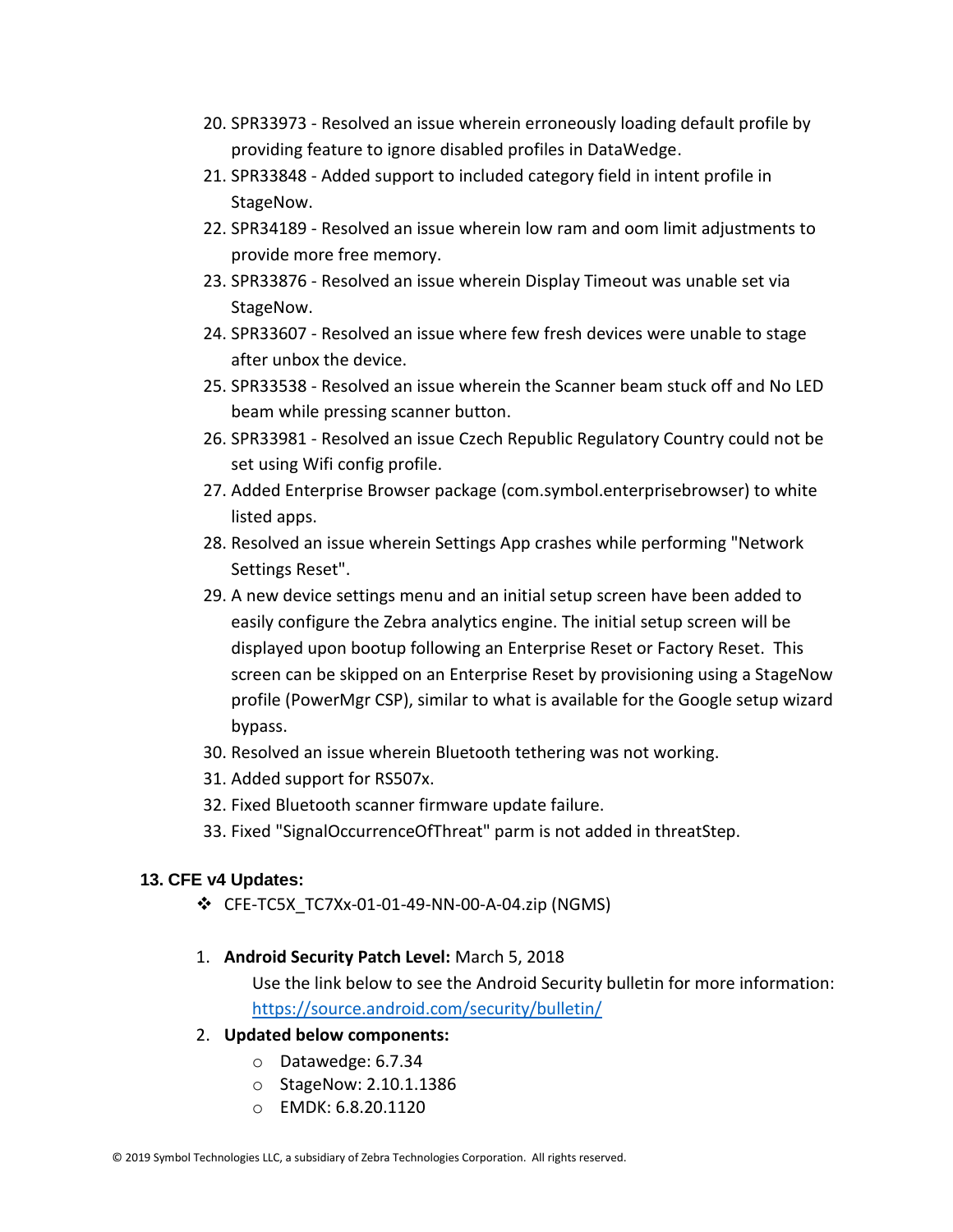20. SPR33973 - Resolved an issue wherein erroneously loading default profile by providing feature to ignore disabled profiles in DataWedge.
21. SPR33848 - Added support to included category field in intent profile in StageNow.
22. SPR34189 - Resolved an issue wherein low ram and oom limit adjustments to provide more free memory.
23. SPR33876 - Resolved an issue wherein Display Timeout was unable set via StageNow.
24. SPR33607 - Resolved an issue where few fresh devices were unable to stage after unbox the device.
25. SPR33538 - Resolved an issue wherein the Scanner beam stuck off and No LED beam while pressing scanner button.
26. SPR33981 - Resolved an issue Czech Republic Regulatory Country could not be set using Wifi config profile.
27. Added Enterprise Browser package (com.symbol.enterprisebrowser) to white listed apps.
28. Resolved an issue wherein Settings App crashes while performing "Network Settings Reset".
29. A new device settings menu and an initial setup screen have been added to easily configure the Zebra analytics engine. The initial setup screen will be displayed upon bootup following an Enterprise Reset or Factory Reset. This screen can be skipped on an Enterprise Reset by provisioning using a StageNow profile (PowerMgr CSP), similar to what is available for the Google setup wizard bypass.
30. Resolved an issue wherein Bluetooth tethering was not working.
31. Added support for RS507x.
32. Fixed Bluetooth scanner firmware update failure.
33. Fixed "SignalOccurrenceOfThreat" parm is not added in threatStep.

## 13. CFE v4 Updates:

- ❖ CFE-TC5X_TC7Xx-01-01-49-NN-00-A-04.zip (NGMS)

1. **Android Security Patch Level:** March 5, 2018

   Use the link below to see the Android Security bulletin for more information: https://source.android.com/security/bulletin/
2. **Updated below components:**
   - Datawedge: 6.7.34
   - StageNow: 2.10.1.1386
   - EMDK: 6.8.20.1120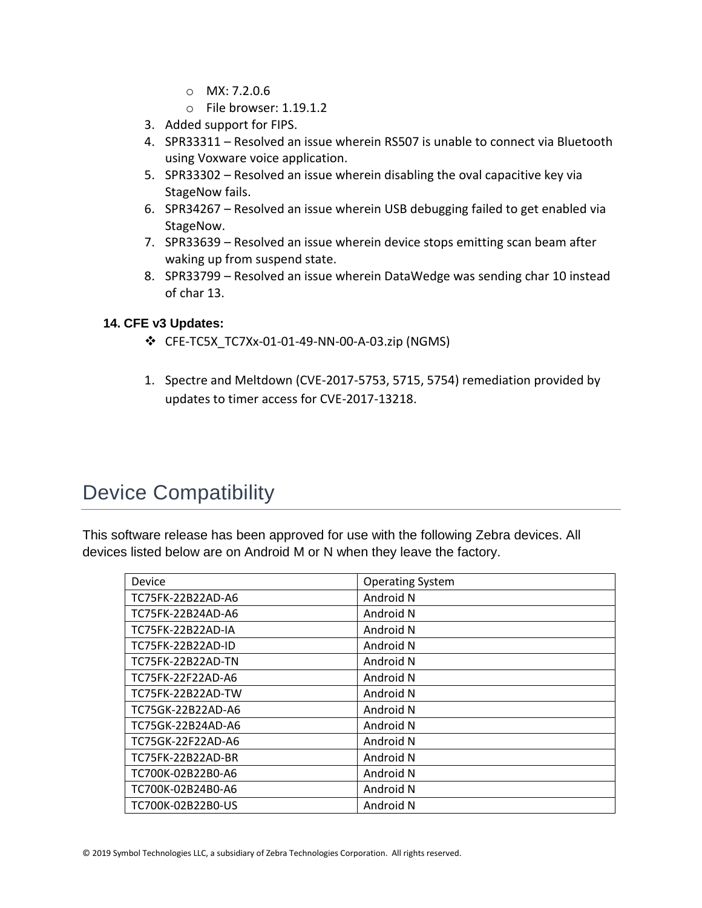- MX: 7.2.0.6
- File browser: 1.19.1.2

3. Added support for FIPS.
4. SPR33311 – Resolved an issue wherein RS507 is unable to connect via Bluetooth using Voxware voice application.
5. SPR33302 – Resolved an issue wherein disabling the oval capacitive key via StageNow fails.
6. SPR34267 – Resolved an issue wherein USB debugging failed to get enabled via StageNow.
7. SPR33639 – Resolved an issue wherein device stops emitting scan beam after waking up from suspend state.
8. SPR33799 – Resolved an issue wherein DataWedge was sending char 10 instead of char 13.

**14. CFE v3 Updates:**

- CFE-TC5X_TC7Xx-01-01-49-NN-00-A-03.zip (NGMS)

1. Spectre and Meltdown (CVE-2017-5753, 5715, 5754) remediation provided by updates to timer access for CVE-2017-13218.

# Device Compatibility

This software release has been approved for use with the following Zebra devices. All devices listed below are on Android M or N when they leave the factory.

| Device | Operating System |
| --- | --- |
| TC75FK-22B22AD-A6 | Android N |
| TC75FK-22B24AD-A6 | Android N |
| TC75FK-22B22AD-IA | Android N |
| TC75FK-22B22AD-ID | Android N |
| TC75FK-22B22AD-TN | Android N |
| TC75FK-22F22AD-A6 | Android N |
| TC75FK-22B22AD-TW | Android N |
| TC75GK-22B22AD-A6 | Android N |
| TC75GK-22B24AD-A6 | Android N |
| TC75GK-22F22AD-A6 | Android N |
| TC75FK-22B22AD-BR | Android N |
| TC700K-02B22B0-A6 | Android N |
| TC700K-02B24B0-A6 | Android N |
| TC700K-02B22B0-US | Android N |

© 2019 Symbol Technologies LLC, a subsidiary of Zebra Technologies Corporation. All rights reserved.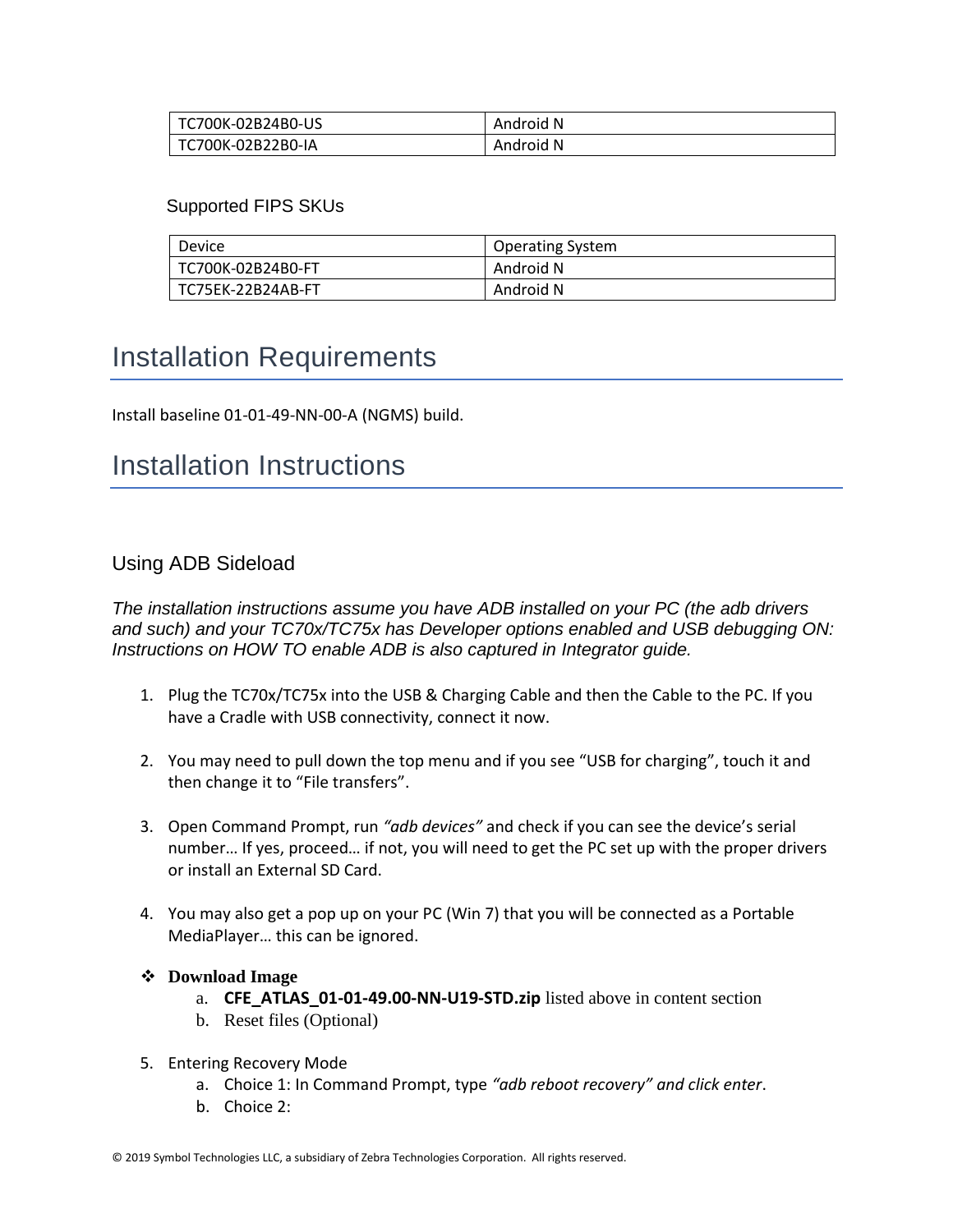| TC700K-02B24B0-US | Android N |
|---|---|
| TC700K-02B22B0-IA | Android N |

Supported FIPS SKUs

| Device | Operating System |
|---|---|
| TC700K-02B24B0-FT | Android N |
| TC75EK-22B24AB-FT | Android N |

# Installation Requirements

Install baseline 01-01-49-NN-00-A (NGMS) build.

# Installation Instructions

## Using ADB Sideload

*The installation instructions assume you have ADB installed on your PC (the adb drivers and such) and your TC70x/TC75x has Developer options enabled and USB debugging ON: Instructions on HOW TO enable ADB is also captured in Integrator guide.*

1. Plug the TC70x/TC75x into the USB & Charging Cable and then the Cable to the PC. If you have a Cradle with USB connectivity, connect it now.

2. You may need to pull down the top menu and if you see "USB for charging", touch it and then change it to "File transfers".

3. Open Command Prompt, run *"adb devices"* and check if you can see the device's serial number… If yes, proceed… if not, you will need to get the PC set up with the proper drivers or install an External SD Card.

4. You may also get a pop up on your PC (Win 7) that you will be connected as a Portable MediaPlayer… this can be ignored.

- **Download Image**
  a. **CFE_ATLAS_01-01-49.00-NN-U19-STD.zip** listed above in content section
  b. Reset files (Optional)

5. Entering Recovery Mode
   a. Choice 1: In Command Prompt, type *"adb reboot recovery" and click enter*.
   b. Choice 2: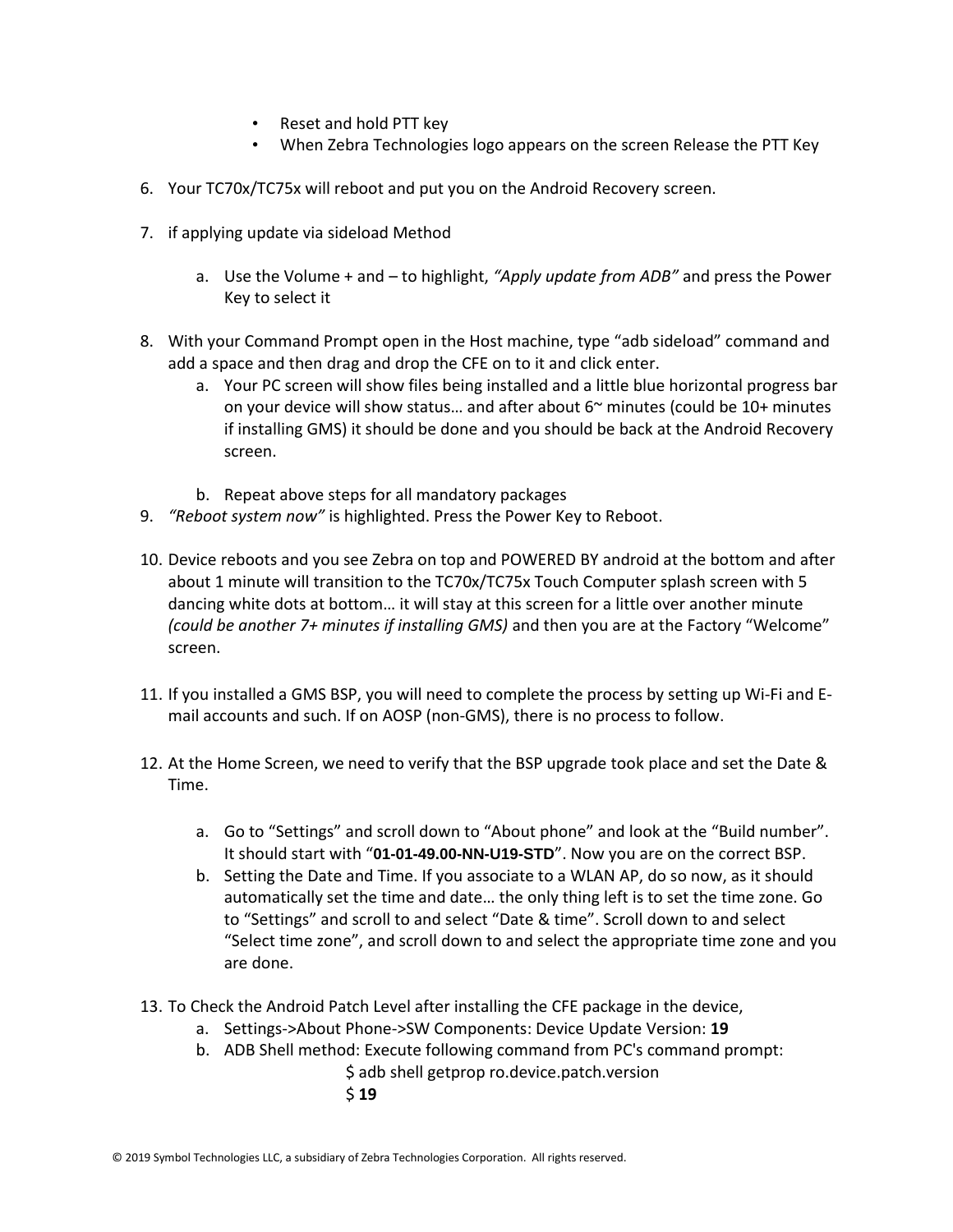- Reset and hold PTT key
- When Zebra Technologies logo appears on the screen Release the PTT Key

6. Your TC70x/TC75x will reboot and put you on the Android Recovery screen.

7. if applying update via sideload Method

   a. Use the Volume + and – to highlight, *"Apply update from ADB"* and press the Power Key to select it

8. With your Command Prompt open in the Host machine, type "adb sideload" command and add a space and then drag and drop the CFE on to it and click enter.
   a. Your PC screen will show files being installed and a little blue horizontal progress bar on your device will show status… and after about 6~ minutes (could be 10+ minutes if installing GMS) it should be done and you should be back at the Android Recovery screen.

   b. Repeat above steps for all mandatory packages
9. *"Reboot system now"* is highlighted. Press the Power Key to Reboot.

10. Device reboots and you see Zebra on top and POWERED BY android at the bottom and after about 1 minute will transition to the TC70x/TC75x Touch Computer splash screen with 5 dancing white dots at bottom… it will stay at this screen for a little over another minute *(could be another 7+ minutes if installing GMS)* and then you are at the Factory "Welcome" screen.

11. If you installed a GMS BSP, you will need to complete the process by setting up Wi-Fi and E-mail accounts and such. If on AOSP (non-GMS), there is no process to follow.

12. At the Home Screen, we need to verify that the BSP upgrade took place and set the Date & Time.

    a. Go to "Settings" and scroll down to "About phone" and look at the "Build number". It should start with "**01-01-49.00-NN-U19-STD**". Now you are on the correct BSP.
    b. Setting the Date and Time. If you associate to a WLAN AP, do so now, as it should automatically set the time and date… the only thing left is to set the time zone. Go to "Settings" and scroll to and select "Date & time". Scroll down to and select "Select time zone", and scroll down to and select the appropriate time zone and you are done.

13. To Check the Android Patch Level after installing the CFE package in the device,
    a. Settings->About Phone->SW Components: Device Update Version: **19**
    b. ADB Shell method: Execute following command from PC's command prompt:

```
$ adb shell getprop ro.device.patch.version
$ 19
```

© 2019 Symbol Technologies LLC, a subsidiary of Zebra Technologies Corporation. All rights reserved.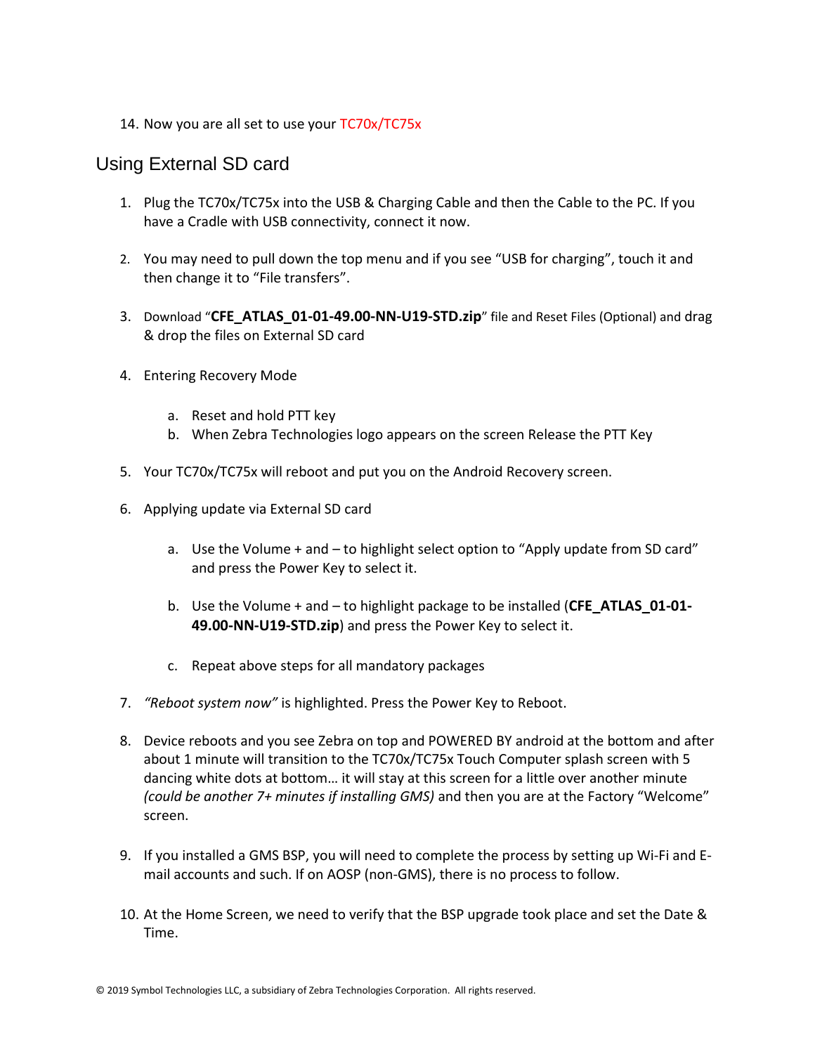14. Now you are all set to use your TC70x/TC75x

## Using External SD card

1. Plug the TC70x/TC75x into the USB & Charging Cable and then the Cable to the PC. If you have a Cradle with USB connectivity, connect it now.

2. You may need to pull down the top menu and if you see "USB for charging", touch it and then change it to "File transfers".

3. Download "**CFE_ATLAS_01-01-49.00-NN-U19-STD.zip**" file and Reset Files (Optional) and drag & drop the files on External SD card

4. Entering Recovery Mode

   a. Reset and hold PTT key
   b. When Zebra Technologies logo appears on the screen Release the PTT Key

5. Your TC70x/TC75x will reboot and put you on the Android Recovery screen.

6. Applying update via External SD card

   a. Use the Volume + and – to highlight select option to "Apply update from SD card" and press the Power Key to select it.

   b. Use the Volume + and – to highlight package to be installed (**CFE_ATLAS_01-01-49.00-NN-U19-STD.zip**) and press the Power Key to select it.

   c. Repeat above steps for all mandatory packages

7. *"Reboot system now"* is highlighted. Press the Power Key to Reboot.

8. Device reboots and you see Zebra on top and POWERED BY android at the bottom and after about 1 minute will transition to the TC70x/TC75x Touch Computer splash screen with 5 dancing white dots at bottom… it will stay at this screen for a little over another minute *(could be another 7+ minutes if installing GMS)* and then you are at the Factory "Welcome" screen.

9. If you installed a GMS BSP, you will need to complete the process by setting up Wi-Fi and E-mail accounts and such. If on AOSP (non-GMS), there is no process to follow.

10. At the Home Screen, we need to verify that the BSP upgrade took place and set the Date & Time.

© 2019 Symbol Technologies LLC, a subsidiary of Zebra Technologies Corporation. All rights reserved.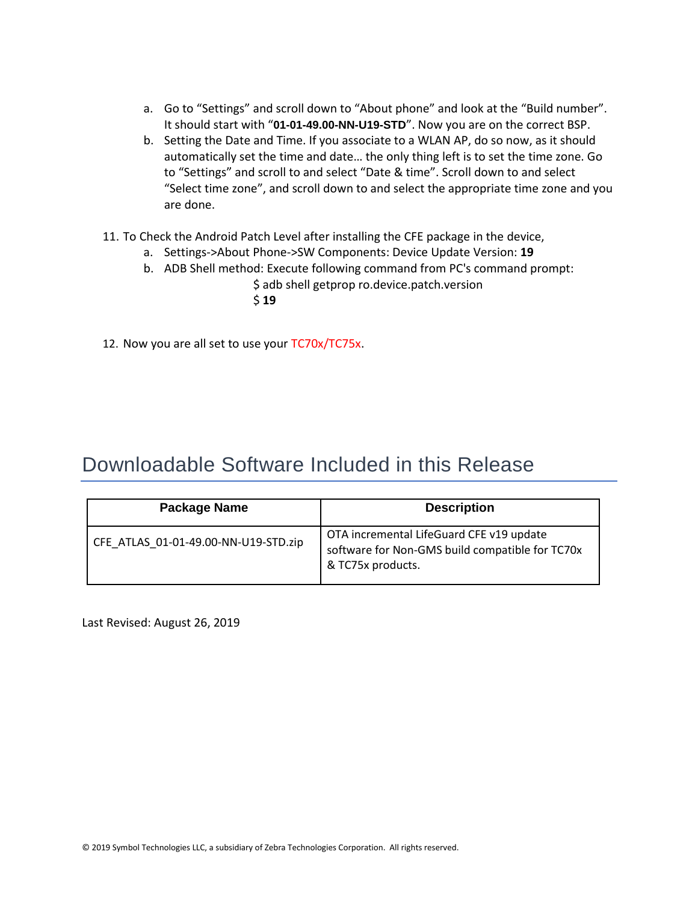a. Go to “Settings” and scroll down to “About phone” and look at the “Build number”. It should start with “**01-01-49.00-NN-U19-STD**”. Now you are on the correct BSP.
   b. Setting the Date and Time. If you associate to a WLAN AP, do so now, as it should automatically set the time and date… the only thing left is to set the time zone. Go to “Settings” and scroll to and select “Date & time”. Scroll down to and select “Select time zone”, and scroll down to and select the appropriate time zone and you are done.

11. To Check the Android Patch Level after installing the CFE package in the device,
    a. Settings->About Phone->SW Components: Device Update Version: **19**
    b. ADB Shell method: Execute following command from PC's command prompt:

       $ adb shell getprop ro.device.patch.version
       $ **19**

12. Now you are all set to use your TC70x/TC75x.

## Downloadable Software Included in this Release

| Package Name | Description |
| --- | --- |
| CFE_ATLAS_01-01-49.00-NN-U19-STD.zip | OTA incremental LifeGuard CFE v19 update software for Non-GMS build compatible for TC70x & TC75x products. |

Last Revised: August 26, 2019

© 2019 Symbol Technologies LLC, a subsidiary of Zebra Technologies Corporation. All rights reserved.